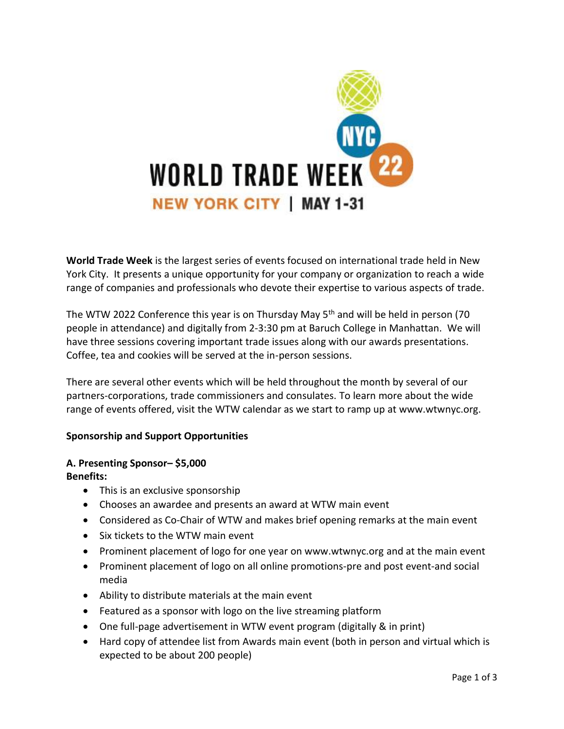# WORLD TRADE WEEK

NYC 22

NEW YORK CITY | MAY 1-31

**World Trade Week** is the largest series of events focused on international trade held in New York City. It presents a unique opportunity for your company or organization to reach a wide range of companies and professionals who devote their expertise to various aspects of trade.

The WTW 2022 Conference this year is on Thursday May 5th and will be held in person (70 people in attendance) and digitally from 2-3:30 pm at Baruch College in Manhattan. We will have three sessions covering important trade issues along with our awards presentations. Coffee, tea and cookies will be served at the in-person sessions.

There are several other events which will be held throughout the month by several of our partners-corporations, trade commissioners and consulates. To learn more about the wide range of events offered, visit the WTW calendar as we start to ramp up at www.wtwnyc.org.

## Sponsorship and Support Opportunities

### A. Presenting Sponsor– $5,000

**Benefits:**

- This is an exclusive sponsorship
- Chooses an awardee and presents an award at WTW main event
- Considered as Co-Chair of WTW and makes brief opening remarks at the main event
- Six tickets to the WTW main event
- Prominent placement of logo for one year on www.wtwnyc.org and at the main event
- Prominent placement of logo on all online promotions-pre and post event-and social media
- Ability to distribute materials at the main event
- Featured as a sponsor with logo on the live streaming platform
- One full-page advertisement in WTW event program (digitally & in print)
- Hard copy of attendee list from Awards main event (both in person and virtual which is expected to be about 200 people)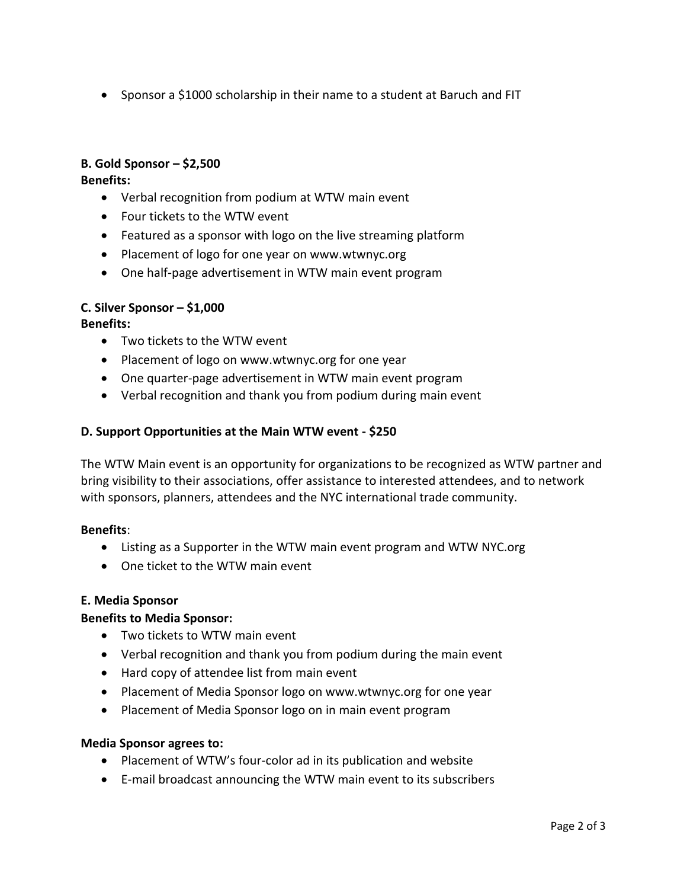- Sponsor a $1000 scholarship in their name to a student at Baruch and FIT

**B. Gold Sponsor – $2,500**

**Benefits:**

- Verbal recognition from podium at WTW main event
- Four tickets to the WTW event
- Featured as a sponsor with logo on the live streaming platform
- Placement of logo for one year on www.wtwnyc.org
- One half-page advertisement in WTW main event program

**C. Silver Sponsor – $1,000**

**Benefits:**

- Two tickets to the WTW event
- Placement of logo on www.wtwnyc.org for one year
- One quarter-page advertisement in WTW main event program
- Verbal recognition and thank you from podium during main event

**D. Support Opportunities at the Main WTW event - $250**

The WTW Main event is an opportunity for organizations to be recognized as WTW partner and bring visibility to their associations, offer assistance to interested attendees, and to network with sponsors, planners, attendees and the NYC international trade community.

**Benefits**:

- Listing as a Supporter in the WTW main event program and WTW NYC.org
- One ticket to the WTW main event

**E. Media Sponsor**

**Benefits to Media Sponsor:**

- Two tickets to WTW main event
- Verbal recognition and thank you from podium during the main event
- Hard copy of attendee list from main event
- Placement of Media Sponsor logo on www.wtwnyc.org for one year
- Placement of Media Sponsor logo on in main event program

**Media Sponsor agrees to:**

- Placement of WTW's four-color ad in its publication and website
- E-mail broadcast announcing the WTW main event to its subscribers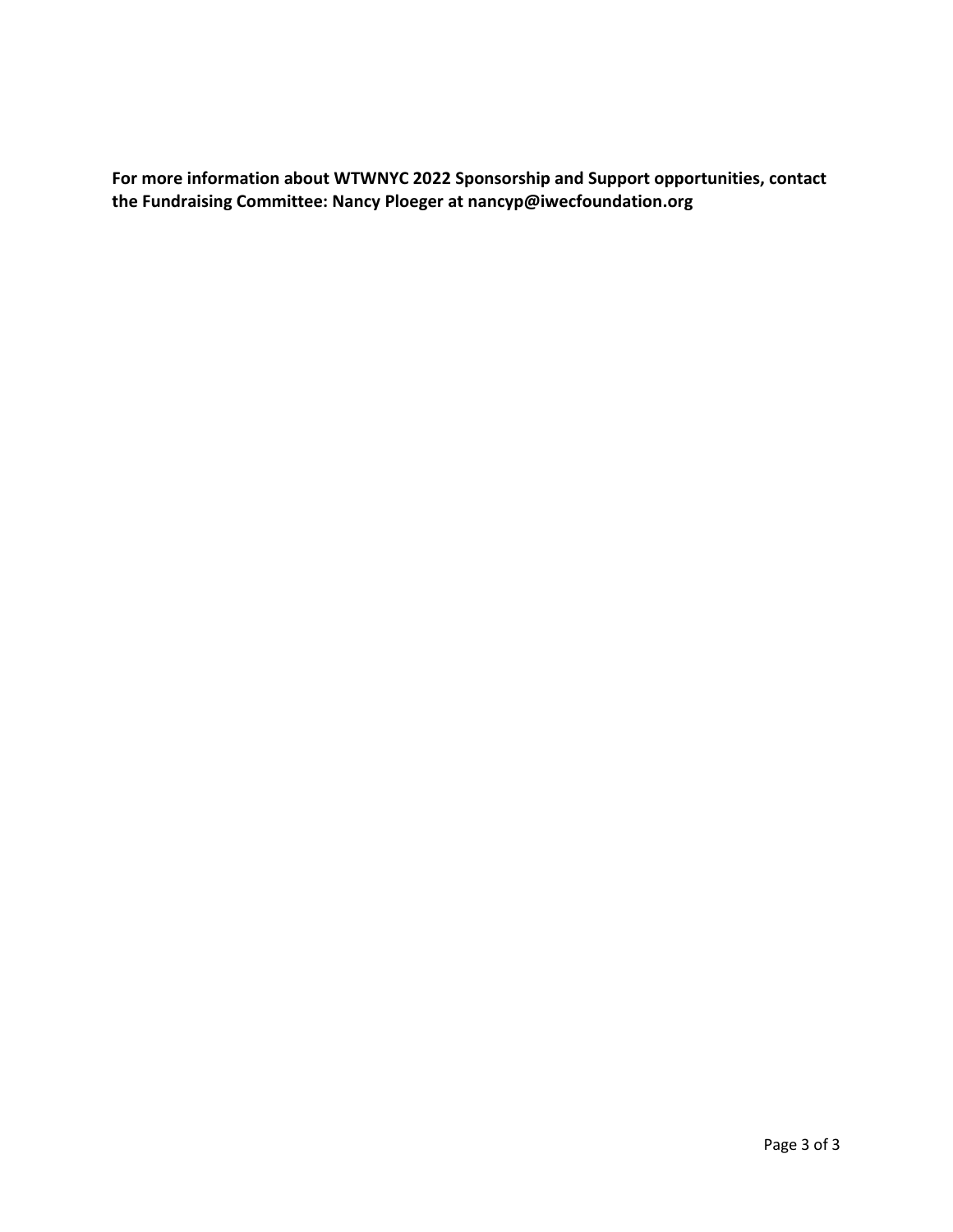**For more information about WTWNYC 2022 Sponsorship and Support opportunities, contact the Fundraising Committee: Nancy Ploeger at nancyp@iwecfoundation.org**